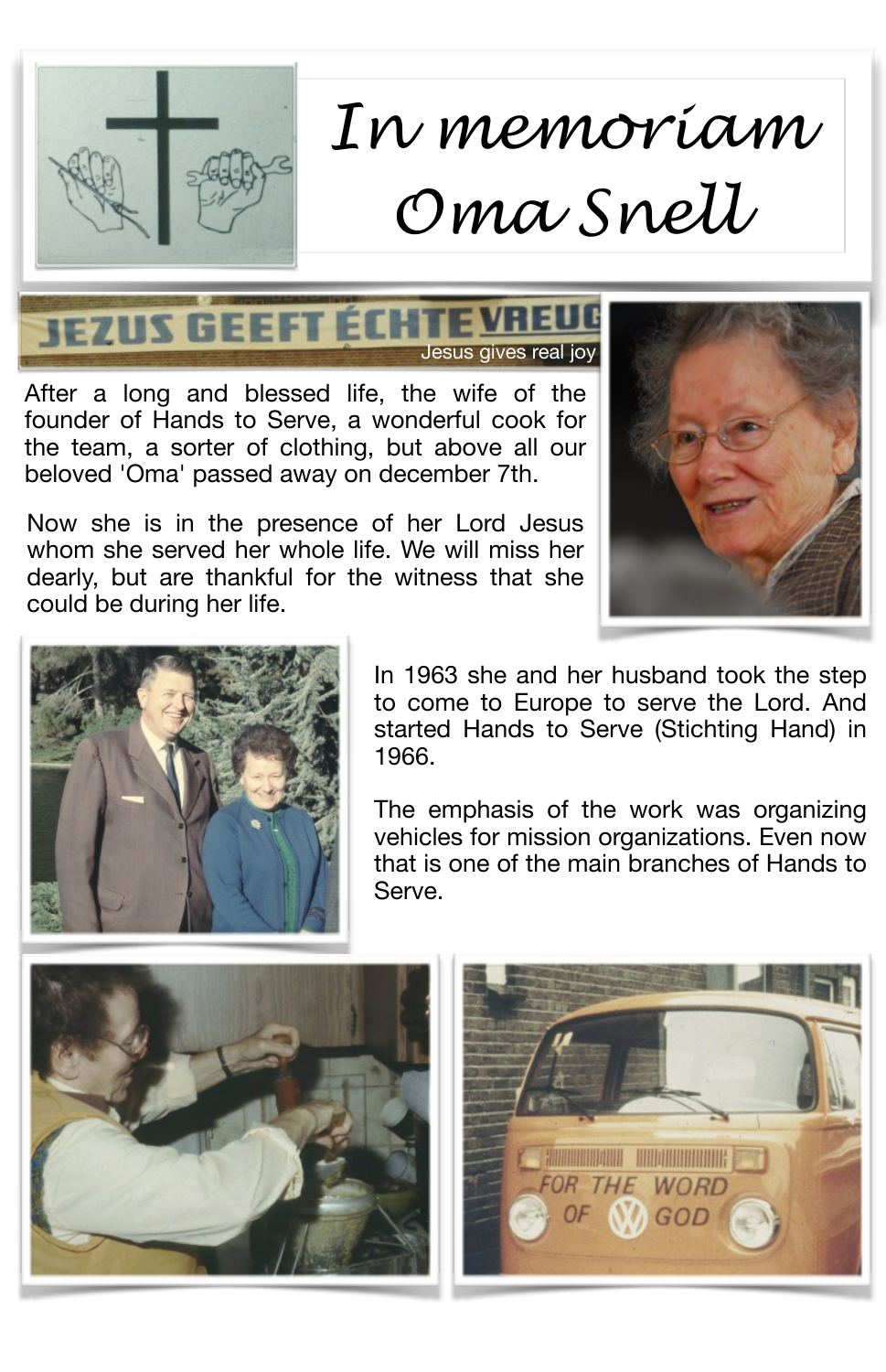# In memoriam Oma Snell

JEZUS GEEFT ÉCHTE VREUG

Jesus gives real joy

After a long and blessed life, the wife of the founder of Hands to Serve, a wonderful cook for the team, a sorter of clothing, but above all our beloved 'Oma' passed away on december 7th.

Now she is in the presence of her Lord Jesus whom she served her whole life. We will miss her dearly, but are thankful for the witness that she could be during her life.

In 1963 she and her husband took the step to come to Europe to serve the Lord. And started Hands to Serve (Stichting Hand) in 1966.

The emphasis of the work was organizing vehicles for mission organizations. Even now that is one of the main branches of Hands to Serve.

FOR THE WORD OF GOD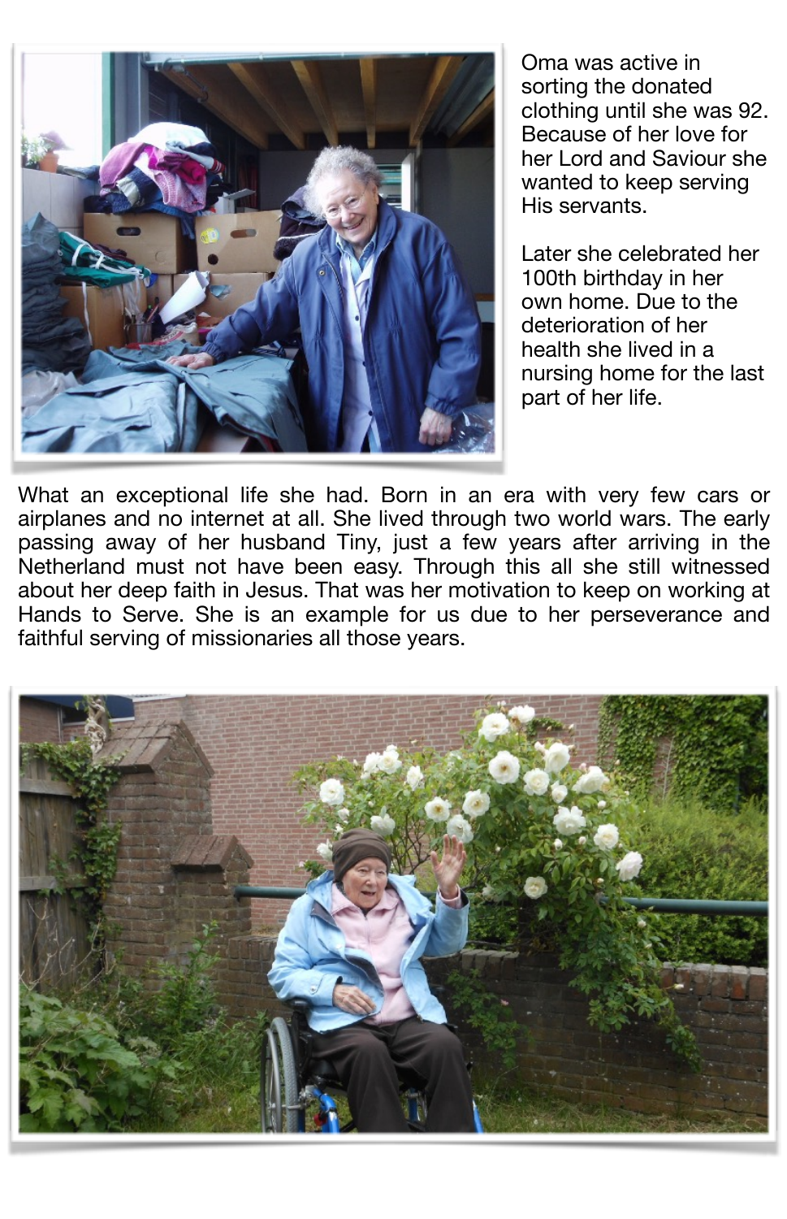Oma was active in sorting the donated clothing until she was 92. Because of her love for her Lord and Saviour she wanted to keep serving His servants.

Later she celebrated her 100th birthday in her own home. Due to the deterioration of her health she lived in a nursing home for the last part of her life.

What an exceptional life she had. Born in an era with very few cars or airplanes and no internet at all. She lived through two world wars. The early passing away of her husband Tiny, just a few years after arriving in the Netherland must not have been easy. Through this all she still witnessed about her deep faith in Jesus. That was her motivation to keep on working at Hands to Serve. She is an example for us due to her perseverance and faithful serving of missionaries all those years.